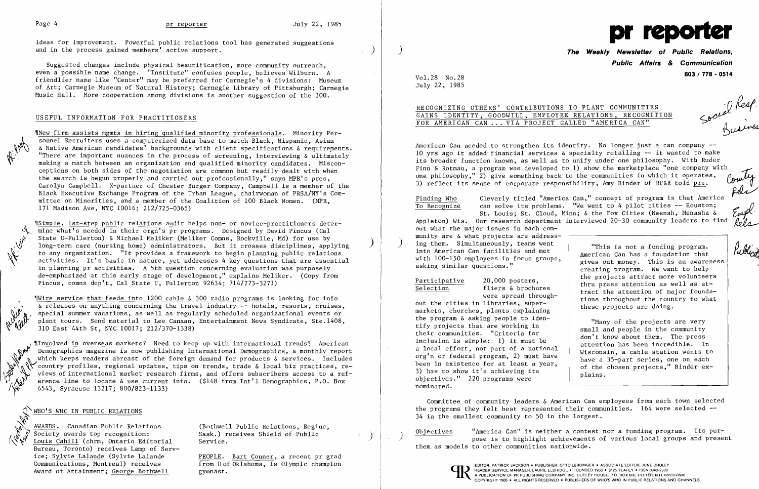ideas for improvement. Powerful public relations tool has generated suggestions and in the process gained members' active support.

Suggested changes include physical beautification, more community outreach, even a possible name change. "Institute" confuses people, believes Wilburn. A friendlier name like "Center" may be preferred for Carnegie's 4 divisions: Museum of Art; Carnegie Museum of Natural History; Carnegie Library of Pittsburgh; Carnegie Music Hall. More cooperation among divisions is another suggestion of the 100.

## USEFUL INFORMATION FOR PRACTITIONERS

¶New firm assists mgmts in hiring qualified minority professionals. Minority Personnel Recruiters uses a computerized data base to match Black, Hispanic, Asian & Native American candidates' backgrounds with client specifications & requirements. "There are important nuances in the process of screening, interviewing & ultimately making a match between an organization and qualified minority candidates. Misconceptions on both sides of the negotiation are common but readily dealt with when the search is begun properly and carried out professionally," says MPR's pres, Carolyn Campbell. X-partner of Chester Burger Company, Campbell is a member of the Black Executive Exchange Program of the Urban League, chairwoman of PRSA/NY's Committee on Minorities, and a member of the Coalition of 100 Black Women. (MPR, 171 Madison Ave, NYC 10016; 212/725-0365)

¶Simple, 1st-step public relations audit helps non- or novice-practitioners determine what's needed in their orgn's pr programs. Designed by David Pincus (Cal State U-Fullerton) & Michael Meliker (Meliker Comns, Rockville, Md) for use by long-term care (nursing home) administrators. But it crosses disciplines, applying to any organization. "It provides a framework to begin planning public relations activities. It's basic in nature, yet addresses 4 key questions that are essential in planning pr activities. A 5th question concerning evaluation was purposely de-emphasized at this early stage of development," explains Meliker. (Copy from Pincus, comns dep't, Cal State U, Fullerton 92634; 714/773-3271)

¶Wire service that feeds into 1200 cable & 300 radio programs is looking for info & releases on anything concerning the travel industry -- hotels, resorts, cruises, special summer vacations, as well as regularly scheduled organizational events or plant tours. Send material to Lee Canaan, Entertainment News Syndicate, Ste.1408, 310 East 44th St, NYC 10017; 212/370-1338)

¶Involved in overseas markets? Need to keep up with international trends? American Demographics magazine is now publishing International Demographics, a monthly report which keeps readers abreast of the foreign demand for products & services. Includes country profiles, regional updates, tips on trends, trade & local biz practices, reviews of international market research firms, and offers subscribers access to a reference line to locate & use current info. ($148 from Int'l Demographics, P.O. Box 6543, Syracuse 13217; 800/823-1133)

## WHO'S WHO IN PUBLIC RELATIONS

AWARDS. Canadian Public Relations Society awards top recognition: Louis Cahill (chrm, Ontario Editorial Bureau, Toronto) receives Lamp of Service; Sylvie Lalande (Sylvie Lalande Communications, Montreal) receives Award of Attainment; George Bothwell (Bothwell Public Relations, Regina, Sask.) receives Shield of Public Service.

PEOPLE. Bart Conner, a recent pr grad from U of Oklahoma, is Olympic champion gymnast.

# pr reporter

**The Weekly Newsletter of Public Relations, Public Affairs & Communication**

**603 / 778 - 0514**

Vol.28 No.28
July 22, 1985

## RECOGNIZING OTHERS' CONTRIBUTIONS TO PLANT COMMUNITIES GAINS IDENTITY, GOODWILL, EMPLOYEE RELATIONS, RECOGNITION FOR AMERICAN CAN ... VIA PROJECT CALLED "AMERICA CAN"

American Can needed to strengthen its identity. No longer just a can company -- 10 yrs ago it added financial services & specialty retailing -- it wanted to make its broader function known, as well as to unify under one philosophy. With Ruder Finn & Rotman, a program was developed to 1) show the marketplace "one company with one philosophy," 2) give something back to the communities in which it operates, 3) reflect its sense of corporate responsibility, Amy Binder of RF&R told prr.

**Finding Who To Recognize** Cleverly titled "America Can," concept of program is that America can solve its problems. "We went to 4 pilot cities -- Houston; St. Louis; St. Cloud, Minn; & the Fox Cities (Neenah, Menasha & Appleton) Wis. Our research department interviewed 20-30 community leaders to find out what the major issues in each community are & what projects are addressing them. Simultaneously, teams went into American Can facilities and met with 100-150 employees in focus groups, asking similar questions."

**Participative Selection** 20,000 posters, fliers & brochures were spread throughout the cities in libraries, supermarkets, churches, plants explaining the program & asking people to identify projects that are working in their communities. "Criteria for inclusion is simple: 1) it must be a local effort, not part of a national org'n or federal program, 2) must have been in existence for at least a year, 3) has to show it's achieving its objectives." 220 programs were nominated.

> "This is not a funding program. American Can has a foundation that gives out money. This is an awareness creating program. We want to help the projects attract more volunteers thru press attention as well as attract the attention of major foundations throughout the country to what these projects are doing.
>
> "Many of the projects are very small and people in the community don't know about them. The press attention has been incredible. In Wisconsin, a cable station wants to have a 35-part series, one on each of the chosen projects," Binder explains.

Committee of community leaders & American Can employees from each town selected the programs they felt best represented their communities. 164 were selected -- 34 in the smallest community to 50 in the largest.

**Objectives** "America Can" is neither a contest nor a funding program. Its purpose is to highlight achievements of various local groups and present them as models to other communities nationwide.

EDITOR, PATRICK JACKSON • PUBLISHER, OTTO LERBINGER • ASSOCIATE EDITOR, JUNE DRULEY
READER SERVICE MANAGER, LAURIE ELDRIDGE • FOUNDED 1958 • $125 YEARLY • ISSN 0048-2609
A PUBLICATION OF PR PUBLISHING COMPANY, INC. DUDLEY HOUSE, P.O. BOX 600, EXETER, N.H. 03833-0600
COPYRIGHT 1985 • ALL RIGHTS RESERVED • PUBLISHERS OF WHO'S WHO IN PUBLIC RELATIONS AND CHANNELS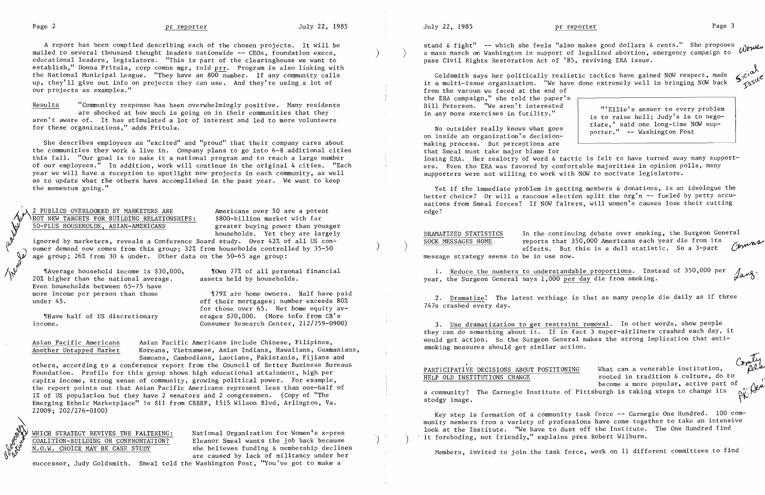A report has been compiled describing each of the chosen projects. It will be mailed to several thousand thought leaders nationwide -- CEOs, foundation execs, educational leaders, legislators. "This is part of the clearinghouse we want to establish," Donna Pritula, corp comns mgr, told prr. Program is also linking with the National Municipal League. "They have an 800 number. If any community calls up, they'll give out info on projects they can use. And they're using a lot of our projects as examples."

Results — "Community response has been overwhelmingly positive. Many residents are shocked at how much is going on in their communities that they aren't aware of. It has stimulated a lot of interest and led to more volunteers for these organizations," adds Pritula.

She describes employees as "excited" and "proud" that their company cares about the communities they work & live in. Company plans to go into 6-8 additional cities this fall. "Our goal is to make it a national program and to reach a large number of our employees." In addition, work will continue in the original 4 cities. "Each year we will have a reception to spotlight new projects in each community, as well as to update what the others have accomplished in the past year. We want to keep the momentum going."

## 2 PUBLICS OVERLOOKED BY MARKETERS ARE HOT NEW TARGETS FOR BUILDING RELATIONSHIPS: 50-PLUS HOUSEHOLDS, ASIAN-AMERICANS

Americans over 50 are a potent \$800-billion market with far greater buying power than younger households. Yet they are largely ignored by marketers, reveals a Conference Board study. Over 42% of all US consumer demand now comes from this group; 32% from households controlled by 35-50 age group; 26% from 30 & under. Other data on the 50-65 age group:

¶Average household income is \$30,000, 20% higher than the national average. Even households between 65-75 have more income per person than those under 45.

¶Have half of US discretionary income.

¶Own 77% of all personal financial assets held by households.

¶79% are home owners. Half have paid off their mortgages; number exceeds 80% for those over 65. Net home equity averages \$70,000. (More info from CB's Consumer Research Center, 212/759-0900)

Asian Pacific Americans Another Untapped Market — Asian Pacific Americans include Chinese, Filipinos, Koreans, Vietnamese, Asian Indians, Hawaiians, Guamanians, Samoans, Cambodians, Laotians, Pakistanis, Fijians and others, according to a conference report from the Council of Better Business Bureaus Foundation. Profile for this group shows high educational attainment, high per capita income, strong sense of community, growing political power. For example, the report points out that Asian Pacific Americans represent less than one-half of 1% of US population but they have 2 senators and 2 congressmen. (Copy of "The Emerging Ethnic Marketplace" is \$11 from CBBBF, 1515 Wilson Blvd, Arlington, Va. 22009; 202/276-0100)

## WHICH STRATEGY REVIVES THE FALTERING: COALITION-BUILDING OR CONFRONTATION? N.O.W. CHOICE MAY BE CASE STUDY

National Organization for Women's x-pres Eleanor Smeal wants the job back because she believes funding & membership declines are caused by lack of militancy under her successor, Judy Goldsmith. Smeal told the Washington Post, "You've got to make a stand & fight" -- which she feels "also makes good dollars & cents." She proposes a mass march on Washington in support of legalized abortion, emergency campaign to pass Civil Rights Restoration Act of '85, reviving ERA issue.

Goldsmith says her politically realistic tactics have gained NOW respect, made it a multi-issue organization. "We have done extremely well in bringing NOW back from the vacuum we faced at the end of the ERA campaign," she told the paper's Bill Peterson. "We aren't interested in any more exercises in futility."

> "'Ellie's answer to every problem is to raise hell; Judy's is to negotiate,' said one long-time NOW supporter." -- Washington Post

No outsider really knows what goes on inside an organization's decision-making process. But perceptions are that Smeal must take major blame for losing ERA. Her zealotry of word & tactic is felt to have turned away many supporters. Even tho ERA was favored by comfortable majorities in opinion polls, many supporters were not willing to work with NOW to motivate legislators.

Yet if the immediate problem is getting members & donations, is an ideologue the better choice? Or will a raucous election split the org'n -- fueled by petty accusations from Smeal forces? If NOW falters, will women's causes lose their cutting edge?

## DRAMATIZED STATISTICS SOCK MESSAGES HOME

In the continuing debate over smoking, the Surgeon General reports that 350,000 Americans each year die from its effects. But this is a dull statistic. So a 3-part message strategy seems to be in use now.

1. Reduce the numbers to understandable proportions. Instead of 350,000 per year, the Surgeon General says 1,000 per day die from smoking.

2. Dramatize! The latest verbiage is that as many people die daily as if three 747s crashed every day.

3. Use dramatization to get restraint removal. In other words, show people they can do something about it. If in fact 3 super-airliners crashed each day, it would get action. So the Surgeon General makes the strong implication that anti-smoking measures should get similar action.

## PARTICIPATIVE DECISIONS ABOUT POSITIONING HELP OLD INSTITUTIONS CHANGE

What can a venerable institution, rooted in tradition & culture, do to become a more popular, active part of a community? The Carnegie Institute of Pittsburgh is taking steps to change its stodgy image.

Key step is formation of a community task force -- Carnegie One Hundred. 100 community members from a variety of professions have come together to take an intensive look at the Institute. "We have to dust off the Institute. The One Hundred find it foreboding, not friendly," explains pres Robert Wilburn.

Members, invited to join the task force, work on 11 different committees to find